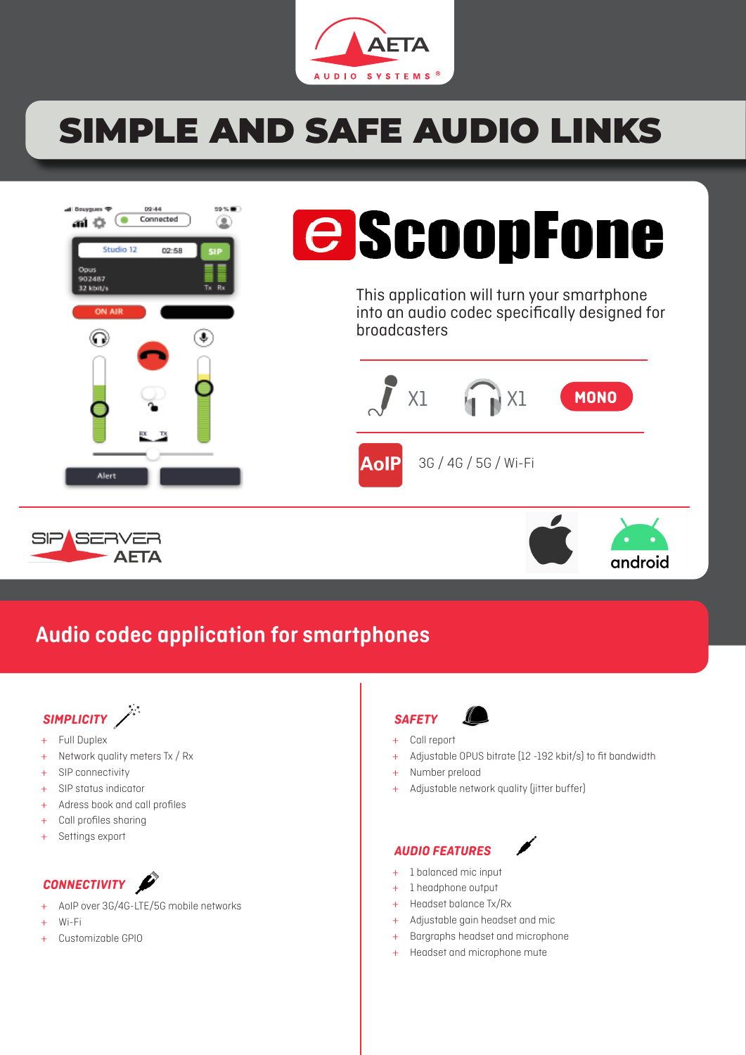AETA AUDIO SYSTEMS®

# SIMPLE AND SAFE AUDIO LINKS

# eScoopFone

This application will turn your smartphone into an audio codec specifically designed for broadcasters

X1 X1 MONO

AoIP 3G / 4G / 5G / Wi-Fi

SIP SERVER AETA

android

## Audio codec application for smartphones

### SIMPLICITY

- Full Duplex
- Network quality meters Tx / Rx
- SIP connectivity
- SIP status indicator
- Adress book and call profiles
- Call profiles sharing
- Settings export

### CONNECTIVITY

- AoIP over 3G/4G-LTE/5G mobile networks
- Wi-Fi
- Customizable GPIO

### SAFETY

- Call report
- Adjustable OPUS bitrate (12 -192 kbit/s) to fit bandwidth
- Number preload
- Adjustable network quality (jitter buffer)

### AUDIO FEATURES

- 1 balanced mic input
- 1 headphone output
- Headset balance Tx/Rx
- Adjustable gain headset and mic
- Bargraphs headset and microphone
- Headset and microphone mute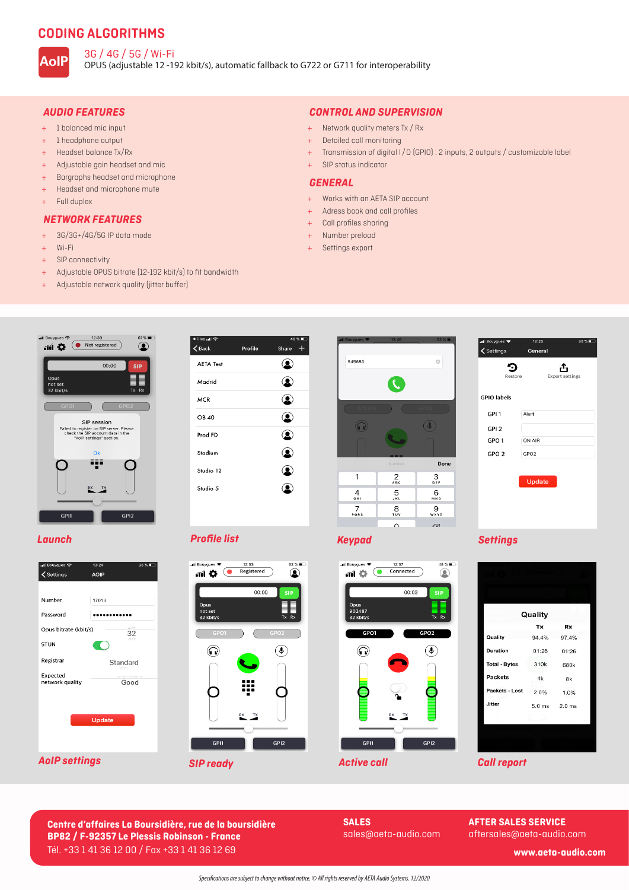## CODING ALGORITHMS

**AoIP**

3G / 4G / 5G / Wi-Fi
OPUS (adjustable 12 -192 kbit/s), automatic fallback to G722 or G711 for interoperability

### AUDIO FEATURES

- 1 balanced mic input
- 1 headphone output
- Headset balance Tx/Rx
- Adjustable gain headset and mic
- Bargraphs headset and microphone
- Headset and microphone mute
- Full duplex

### NETWORK FEATURES

- 3G/3G+/4G/5G IP data mode
- Wi-Fi
- SIP connectivity
- Adjustable OPUS bitrate (12-192 kbit/s) to fit bandwidth
- Adjustable network quality (jitter buffer)

### CONTROL AND SUPERVISION

- Network quality meters Tx / Rx
- Detailed call monitoring
- Transmission of digital I / O (GPIO) : 2 inputs, 2 outputs / customizable label
- SIP status indicator

### GENERAL

- Works with an AETA SIP account
- Adress book and call profiles
- Call profiles sharing
- Number preload
- Settings export

*Launch*

*Profile list*

*Keypad*

*Settings*

*AoIP settings*

*SIP ready*

*Active call*

*Call report*

**Centre d'affaires La Boursidière, rue de la boursidière**
**BP82 / F-92357 Le Plessis Robinson - France**
Tél. +33 1 41 36 12 00 / Fax +33 1 41 36 12 69

**SALES**
sales@aeta-audio.com

**AFTER SALES SERVICE**
aftersales@aeta-audio.com

**www.aeta-audio.com**

*Specifications are subject to change without notice. © All rights reserved by AETA Audio Systems. 12/2020*